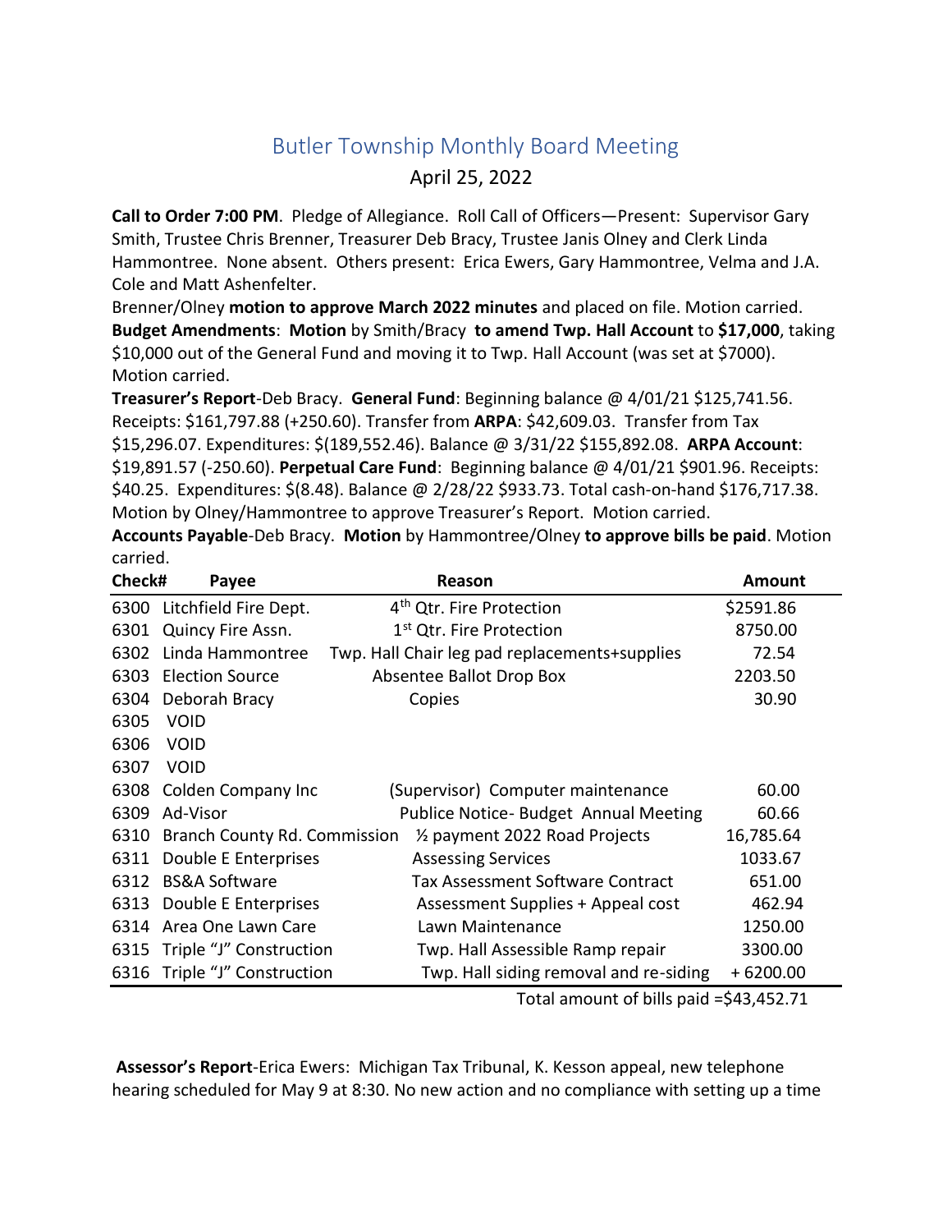# Butler Township Monthly Board Meeting

April 25, 2022

**Call to Order 7:00 PM**. Pledge of Allegiance. Roll Call of Officers—Present: Supervisor Gary Smith, Trustee Chris Brenner, Treasurer Deb Bracy, Trustee Janis Olney and Clerk Linda Hammontree. None absent. Others present: Erica Ewers, Gary Hammontree, Velma and J.A. Cole and Matt Ashenfelter.

Brenner/Olney **motion to approve March 2022 minutes** and placed on file. Motion carried.

**Budget Amendments**: **Motion** by Smith/Bracy **to amend Twp. Hall Account** to **$17,000**, taking $10,000 out of the General Fund and moving it to Twp. Hall Account (was set at $7000). Motion carried.

**Treasurer's Report**-Deb Bracy. **General Fund**: Beginning balance @ 4/01/21 $125,741.56. Receipts: $161,797.88 (+250.60). Transfer from **ARPA**: $42,609.03. Transfer from Tax $15,296.07. Expenditures: $(189,552.46). Balance @ 3/31/22 $155,892.08. **ARPA Account**: $19,891.57 (-250.60). **Perpetual Care Fund**: Beginning balance @ 4/01/21 $901.96. Receipts: $40.25. Expenditures: $(8.48). Balance @ 2/28/22 $933.73. Total cash-on-hand $176,717.38. Motion by Olney/Hammontree to approve Treasurer's Report. Motion carried.

**Accounts Payable**-Deb Bracy. **Motion** by Hammontree/Olney **to approve bills be paid**. Motion carried.

| Check# | Payee | Reason | Amount |
|---|---|---|---|
| 6300 | Litchfield Fire Dept. | 4th Qtr. Fire Protection | $2591.86 |
| 6301 | Quincy Fire Assn. | 1st Qtr. Fire Protection | 8750.00 |
| 6302 | Linda Hammontree | Twp. Hall Chair leg pad replacements+supplies | 72.54 |
| 6303 | Election Source | Absentee Ballot Drop Box | 2203.50 |
| 6304 | Deborah Bracy | Copies | 30.90 |
| 6305 | VOID | | |
| 6306 | VOID | | |
| 6307 | VOID | | |
| 6308 | Colden Company Inc | (Supervisor) Computer maintenance | 60.00 |
| 6309 | Ad-Visor | Publice Notice- Budget Annual Meeting | 60.66 |
| 6310 | Branch County Rd. Commission | ½ payment 2022 Road Projects | 16,785.64 |
| 6311 | Double E Enterprises | Assessing Services | 1033.67 |
| 6312 | BS&A Software | Tax Assessment Software Contract | 651.00 |
| 6313 | Double E Enterprises | Assessment Supplies + Appeal cost | 462.94 |
| 6314 | Area One Lawn Care | Lawn Maintenance | 1250.00 |
| 6315 | Triple "J" Construction | Twp. Hall Assessible Ramp repair | 3300.00 |
| 6316 | Triple "J" Construction | Twp. Hall siding removal and re-siding | + 6200.00 |

Total amount of bills paid =$43,452.71

**Assessor's Report**-Erica Ewers: Michigan Tax Tribunal, K. Kesson appeal, new telephone hearing scheduled for May 9 at 8:30. No new action and no compliance with setting up a time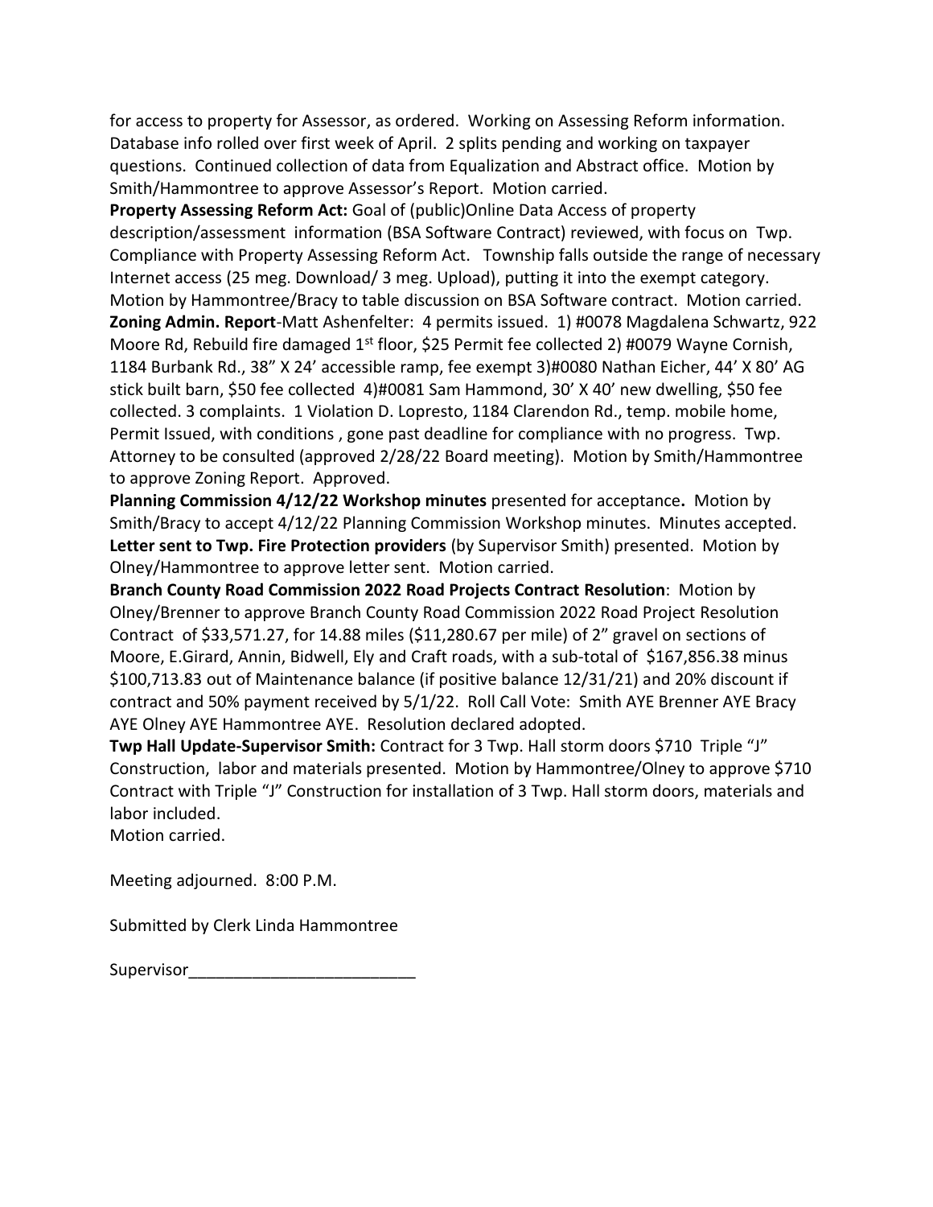for access to property for Assessor, as ordered. Working on Assessing Reform information. Database info rolled over first week of April. 2 splits pending and working on taxpayer questions. Continued collection of data from Equalization and Abstract office. Motion by Smith/Hammontree to approve Assessor's Report. Motion carried.

**Property Assessing Reform Act:** Goal of (public)Online Data Access of property description/assessment information (BSA Software Contract) reviewed, with focus on Twp. Compliance with Property Assessing Reform Act. Township falls outside the range of necessary Internet access (25 meg. Download/ 3 meg. Upload), putting it into the exempt category. Motion by Hammontree/Bracy to table discussion on BSA Software contract. Motion carried.

**Zoning Admin. Report**-Matt Ashenfelter: 4 permits issued. 1) #0078 Magdalena Schwartz, 922 Moore Rd, Rebuild fire damaged 1st floor, $25 Permit fee collected 2) #0079 Wayne Cornish, 1184 Burbank Rd., 38" X 24' accessible ramp, fee exempt 3)#0080 Nathan Eicher, 44' X 80' AG stick built barn, $50 fee collected 4)#0081 Sam Hammond, 30' X 40' new dwelling, $50 fee collected. 3 complaints. 1 Violation D. Lopresto, 1184 Clarendon Rd., temp. mobile home, Permit Issued, with conditions , gone past deadline for compliance with no progress. Twp. Attorney to be consulted (approved 2/28/22 Board meeting). Motion by Smith/Hammontree to approve Zoning Report. Approved.

**Planning Commission 4/12/22 Workshop minutes** presented for acceptance**.** Motion by Smith/Bracy to accept 4/12/22 Planning Commission Workshop minutes. Minutes accepted.

**Letter sent to Twp. Fire Protection providers** (by Supervisor Smith) presented. Motion by Olney/Hammontree to approve letter sent. Motion carried.

**Branch County Road Commission 2022 Road Projects Contract Resolution**: Motion by Olney/Brenner to approve Branch County Road Commission 2022 Road Project Resolution Contract of $33,571.27, for 14.88 miles ($11,280.67 per mile) of 2" gravel on sections of Moore, E.Girard, Annin, Bidwell, Ely and Craft roads, with a sub-total of $167,856.38 minus $100,713.83 out of Maintenance balance (if positive balance 12/31/21) and 20% discount if contract and 50% payment received by 5/1/22. Roll Call Vote: Smith AYE Brenner AYE Bracy AYE Olney AYE Hammontree AYE. Resolution declared adopted.

**Twp Hall Update-Supervisor Smith:** Contract for 3 Twp. Hall storm doors $710 Triple "J" Construction, labor and materials presented. Motion by Hammontree/Olney to approve $710 Contract with Triple "J" Construction for installation of 3 Twp. Hall storm doors, materials and labor included.

Motion carried.

Meeting adjourned. 8:00 P.M.

Submitted by Clerk Linda Hammontree

Supervisor_________________________